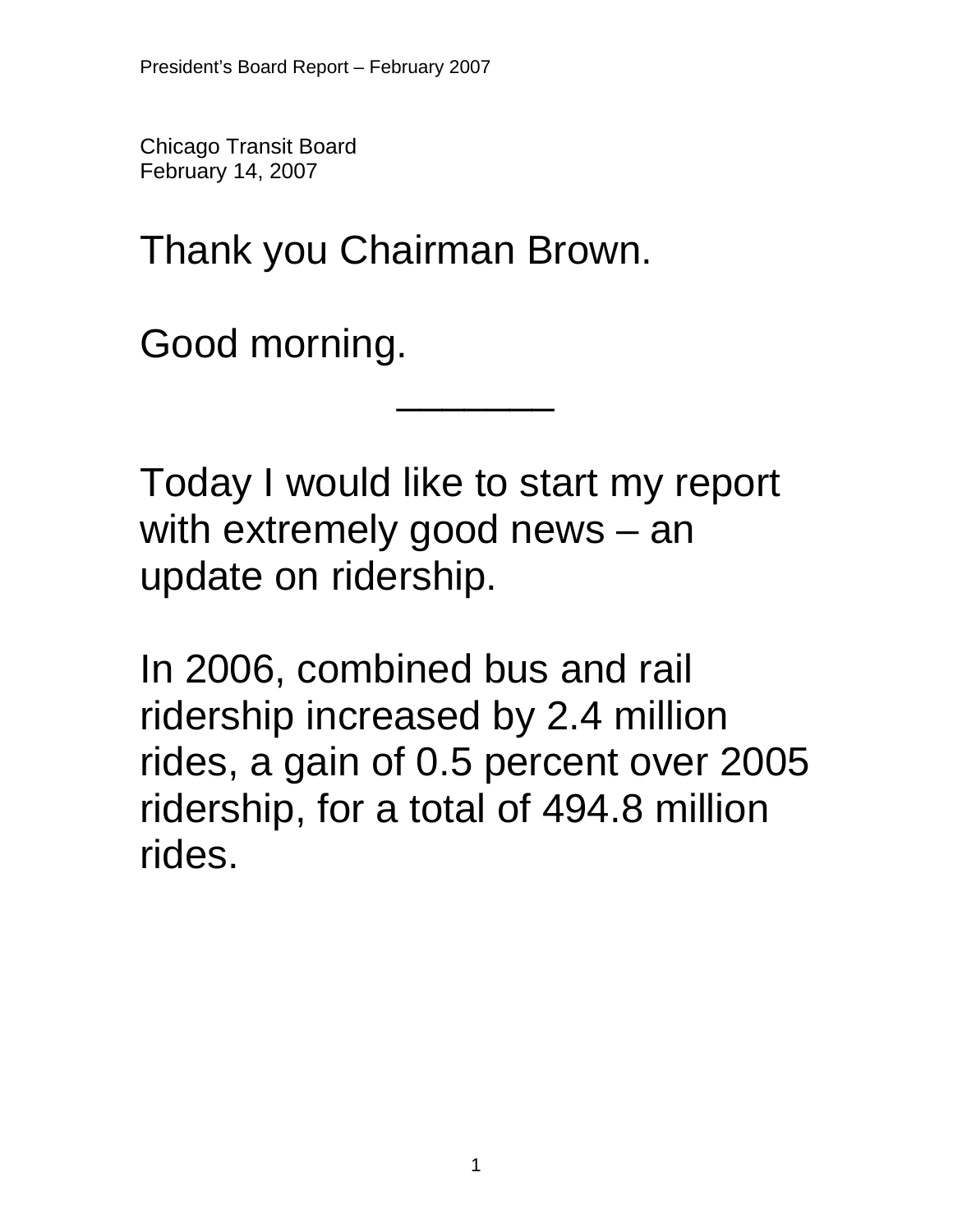Chicago Transit Board
February 14, 2007

Thank you Chairman Brown.

Good morning.

---

Today I would like to start my report with extremely good news – an update on ridership.

In 2006, combined bus and rail ridership increased by 2.4 million rides, a gain of 0.5 percent over 2005 ridership, for a total of 494.8 million rides.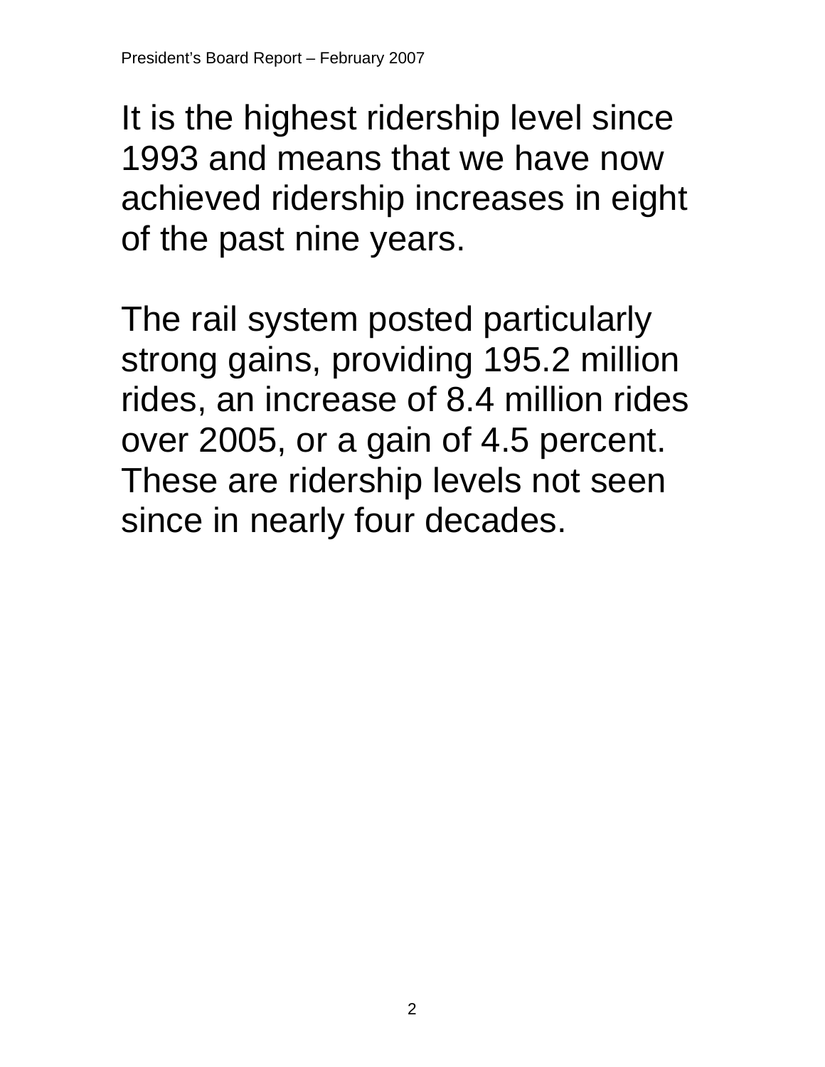It is the highest ridership level since 1993 and means that we have now achieved ridership increases in eight of the past nine years.

The rail system posted particularly strong gains, providing 195.2 million rides, an increase of 8.4 million rides over 2005, or a gain of 4.5 percent. These are ridership levels not seen since in nearly four decades.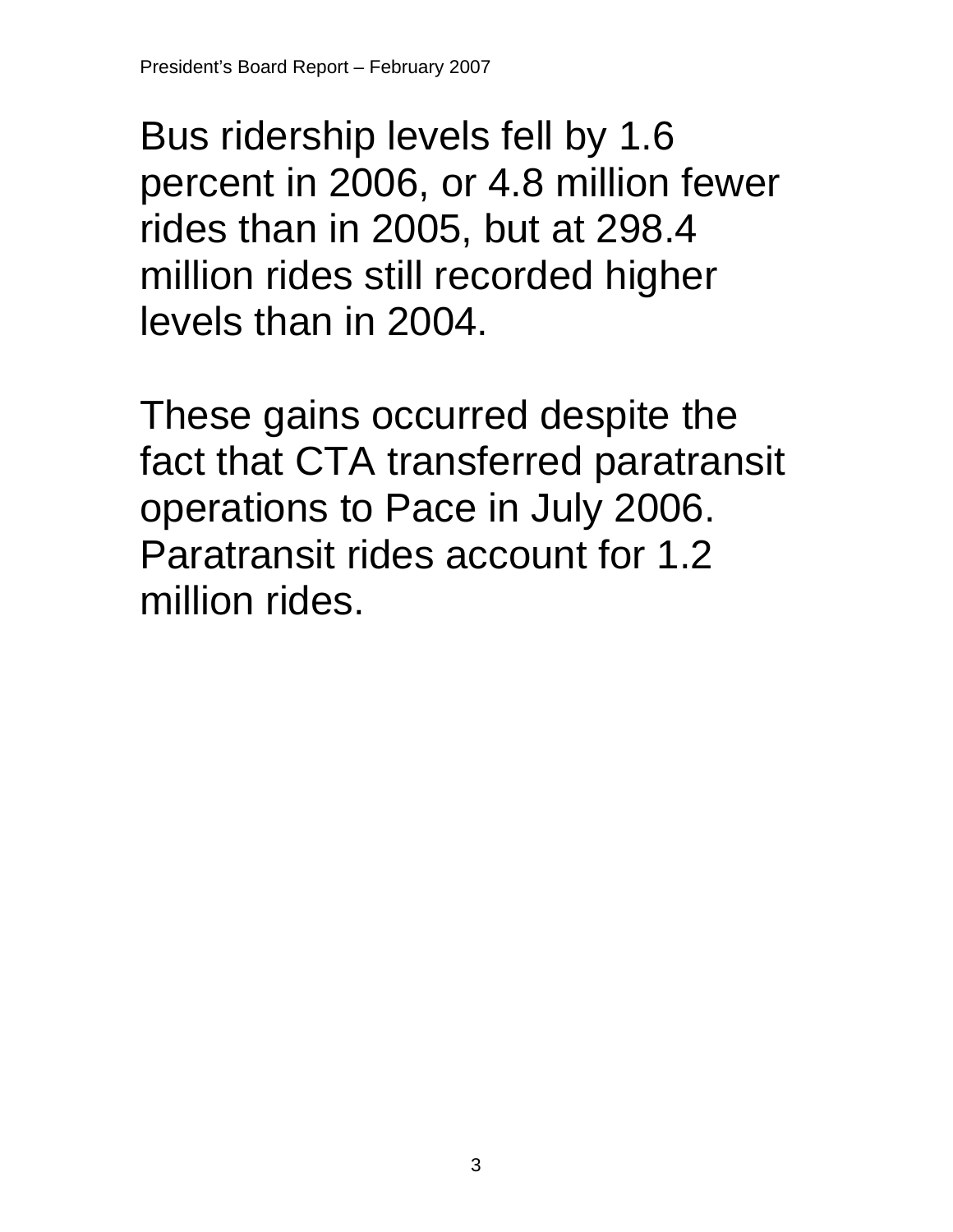Bus ridership levels fell by 1.6 percent in 2006, or 4.8 million fewer rides than in 2005, but at 298.4 million rides still recorded higher levels than in 2004.

These gains occurred despite the fact that CTA transferred paratransit operations to Pace in July 2006. Paratransit rides account for 1.2 million rides.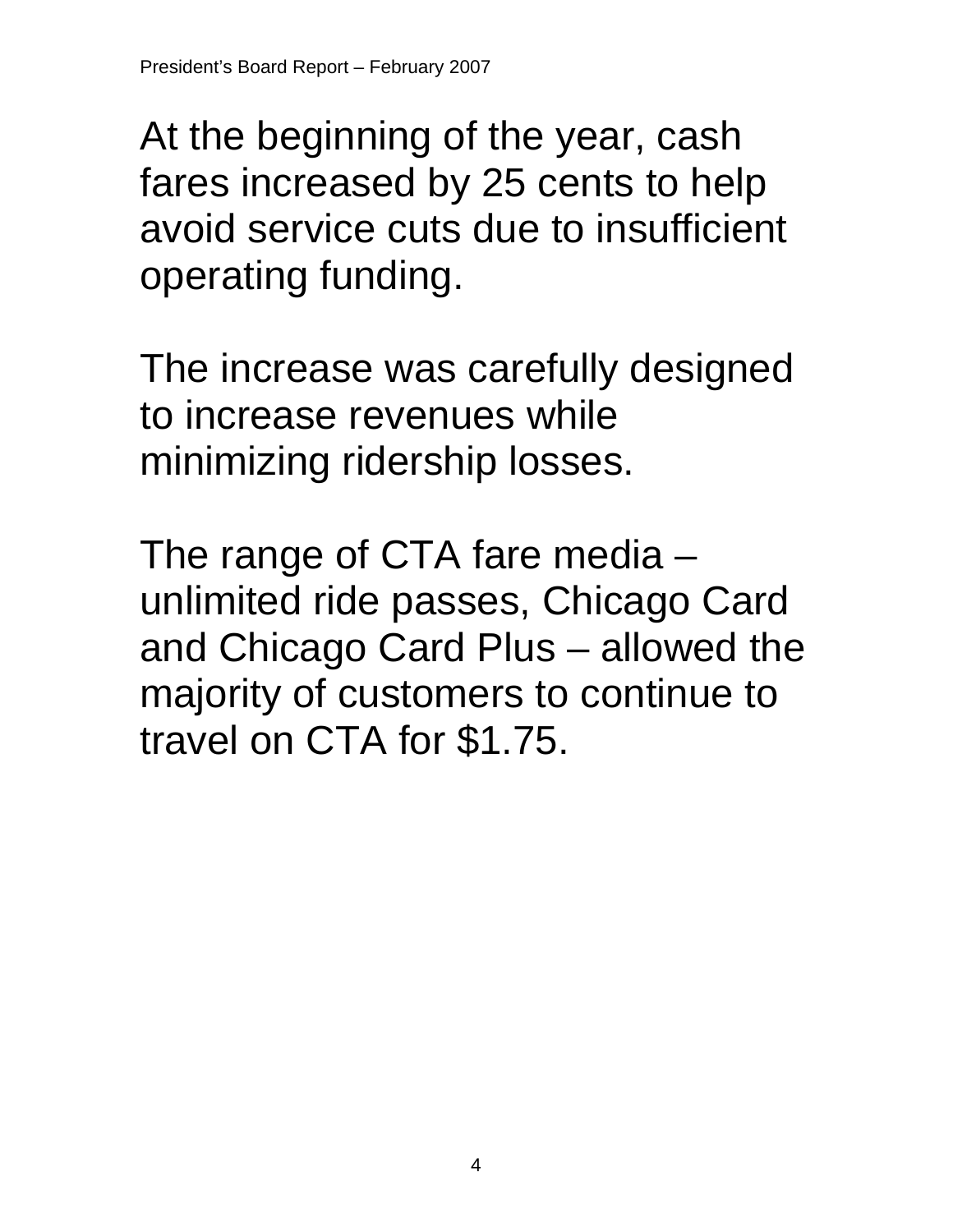At the beginning of the year, cash fares increased by 25 cents to help avoid service cuts due to insufficient operating funding.

The increase was carefully designed to increase revenues while minimizing ridership losses.

The range of CTA fare media – unlimited ride passes, Chicago Card and Chicago Card Plus – allowed the majority of customers to continue to travel on CTA for $1.75.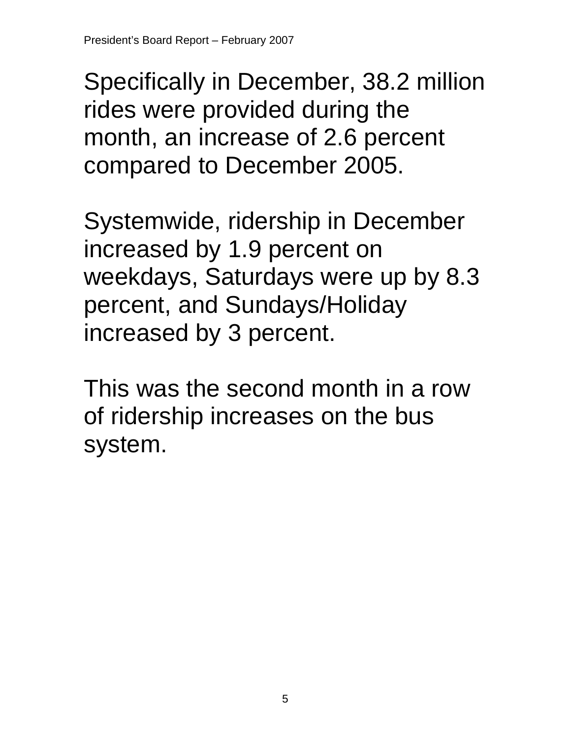Specifically in December, 38.2 million rides were provided during the month, an increase of 2.6 percent compared to December 2005.

Systemwide, ridership in December increased by 1.9 percent on weekdays, Saturdays were up by 8.3 percent, and Sundays/Holiday increased by 3 percent.

This was the second month in a row of ridership increases on the bus system.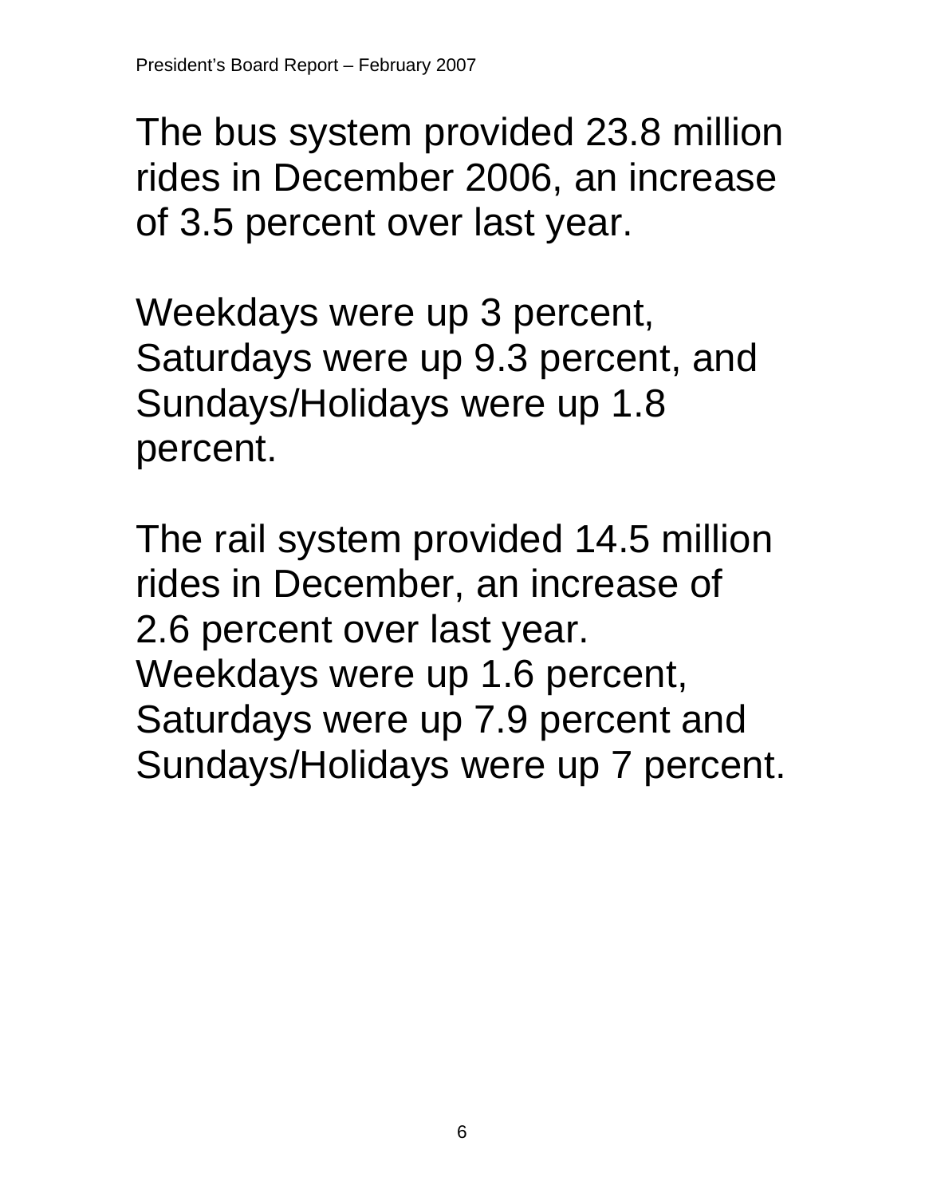The bus system provided 23.8 million rides in December 2006, an increase of 3.5 percent over last year.

Weekdays were up 3 percent, Saturdays were up 9.3 percent, and Sundays/Holidays were up 1.8 percent.

The rail system provided 14.5 million rides in December, an increase of 2.6 percent over last year. Weekdays were up 1.6 percent, Saturdays were up 7.9 percent and Sundays/Holidays were up 7 percent.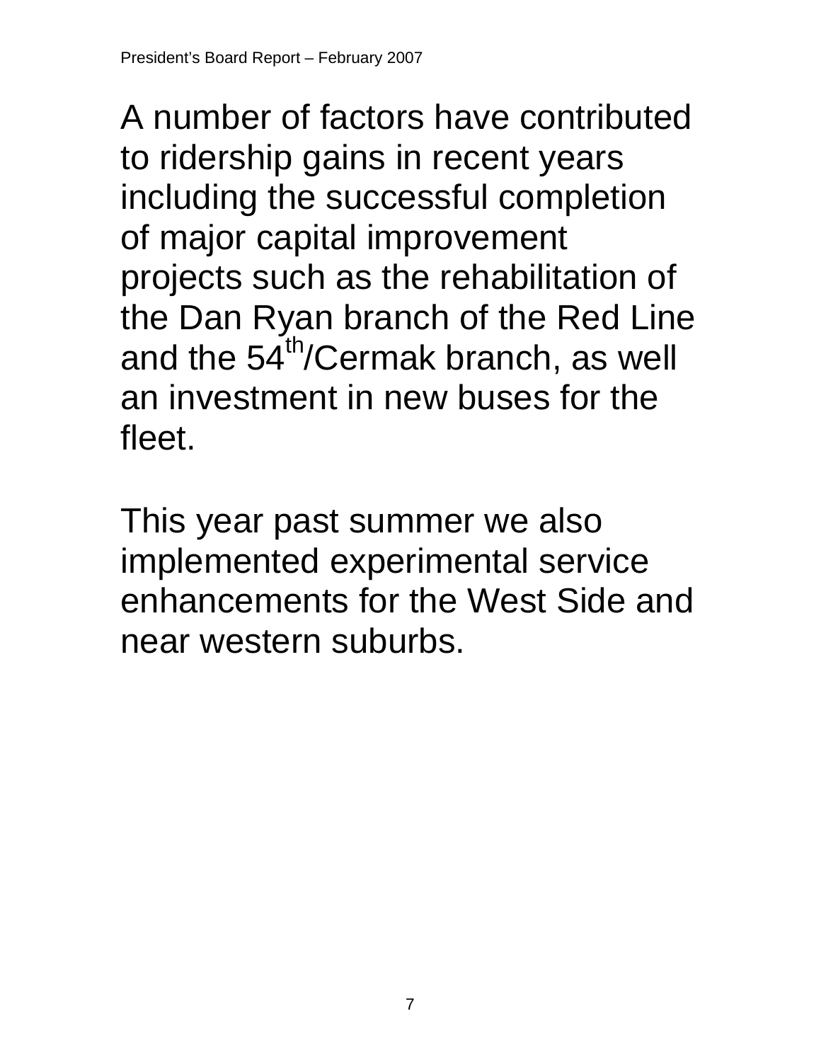A number of factors have contributed to ridership gains in recent years including the successful completion of major capital improvement projects such as the rehabilitation of the Dan Ryan branch of the Red Line and the 54$^{th}$/Cermak branch, as well an investment in new buses for the fleet.

This year past summer we also implemented experimental service enhancements for the West Side and near western suburbs.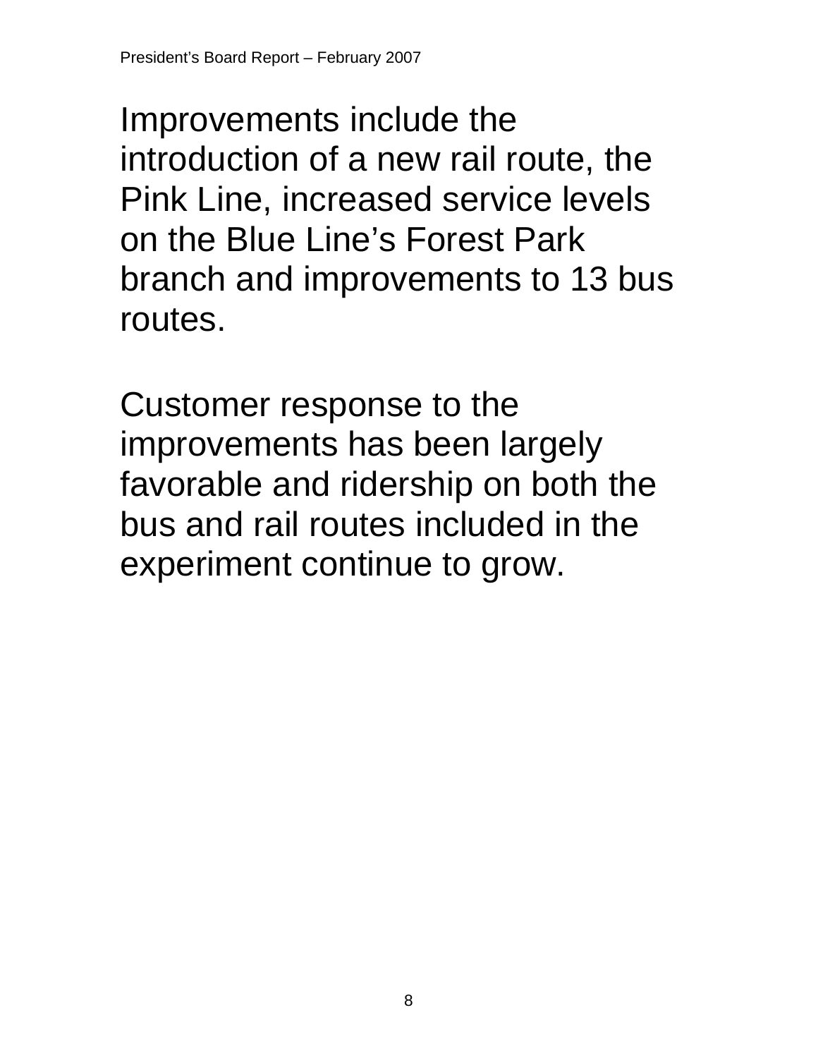Improvements include the introduction of a new rail route, the Pink Line, increased service levels on the Blue Line's Forest Park branch and improvements to 13 bus routes.

Customer response to the improvements has been largely favorable and ridership on both the bus and rail routes included in the experiment continue to grow.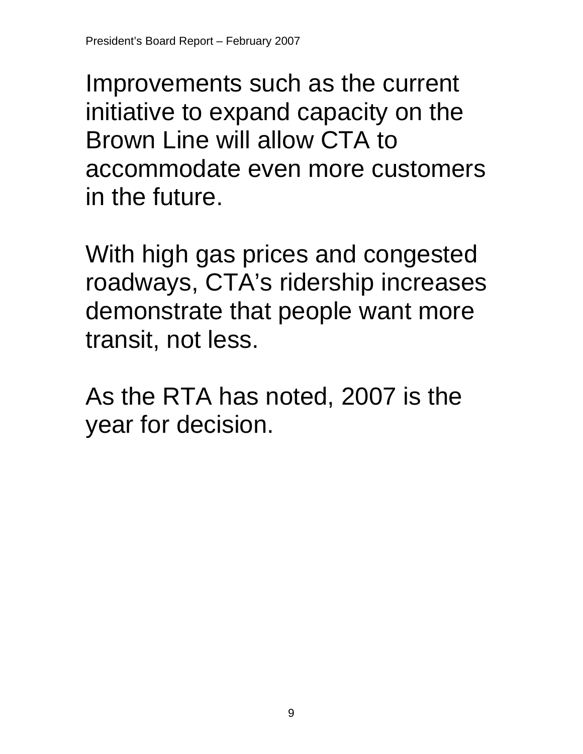Improvements such as the current initiative to expand capacity on the Brown Line will allow CTA to accommodate even more customers in the future.

With high gas prices and congested roadways, CTA's ridership increases demonstrate that people want more transit, not less.

As the RTA has noted, 2007 is the year for decision.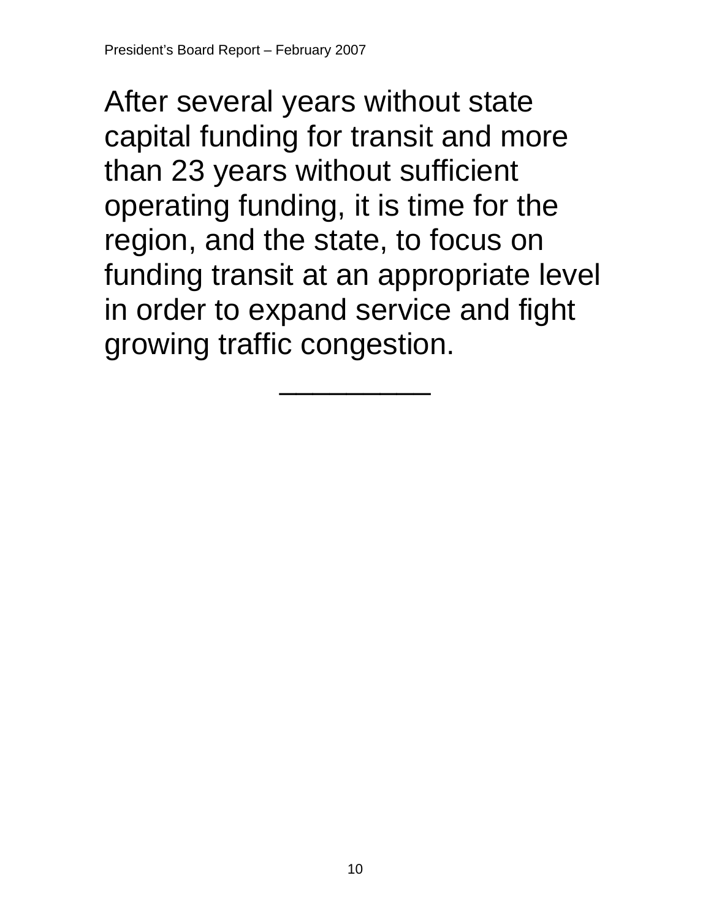After several years without state capital funding for transit and more than 23 years without sufficient operating funding, it is time for the region, and the state, to focus on funding transit at an appropriate level in order to expand service and fight growing traffic congestion.

---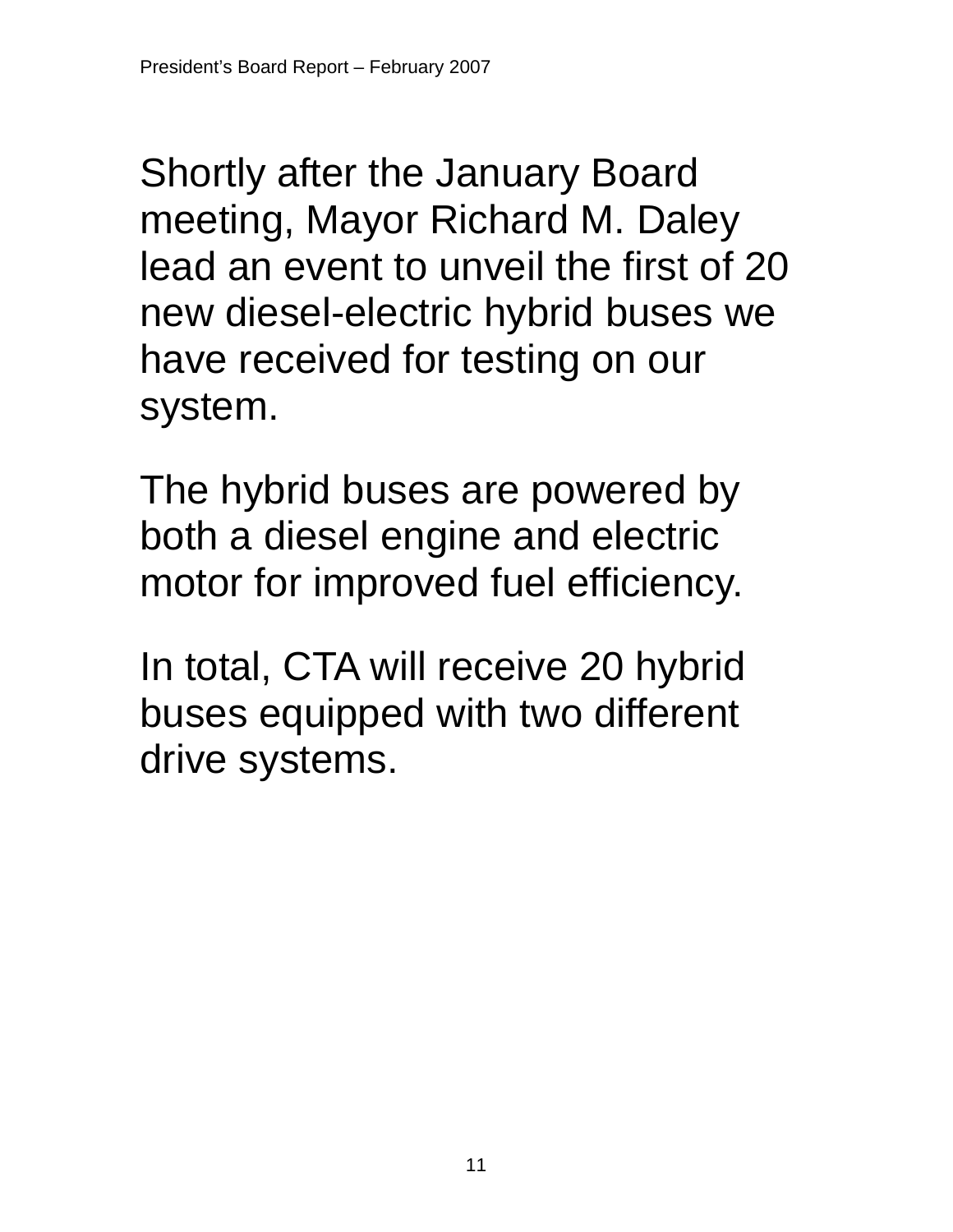Shortly after the January Board meeting, Mayor Richard M. Daley lead an event to unveil the first of 20 new diesel-electric hybrid buses we have received for testing on our system.

The hybrid buses are powered by both a diesel engine and electric motor for improved fuel efficiency.

In total, CTA will receive 20 hybrid buses equipped with two different drive systems.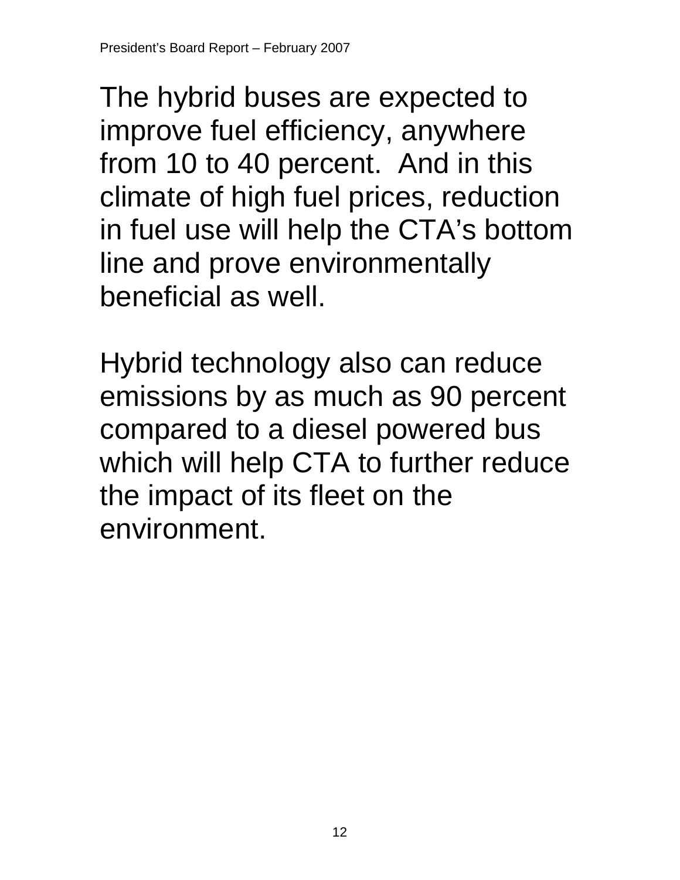The hybrid buses are expected to improve fuel efficiency, anywhere from 10 to 40 percent. And in this climate of high fuel prices, reduction in fuel use will help the CTA's bottom line and prove environmentally beneficial as well.

Hybrid technology also can reduce emissions by as much as 90 percent compared to a diesel powered bus which will help CTA to further reduce the impact of its fleet on the environment.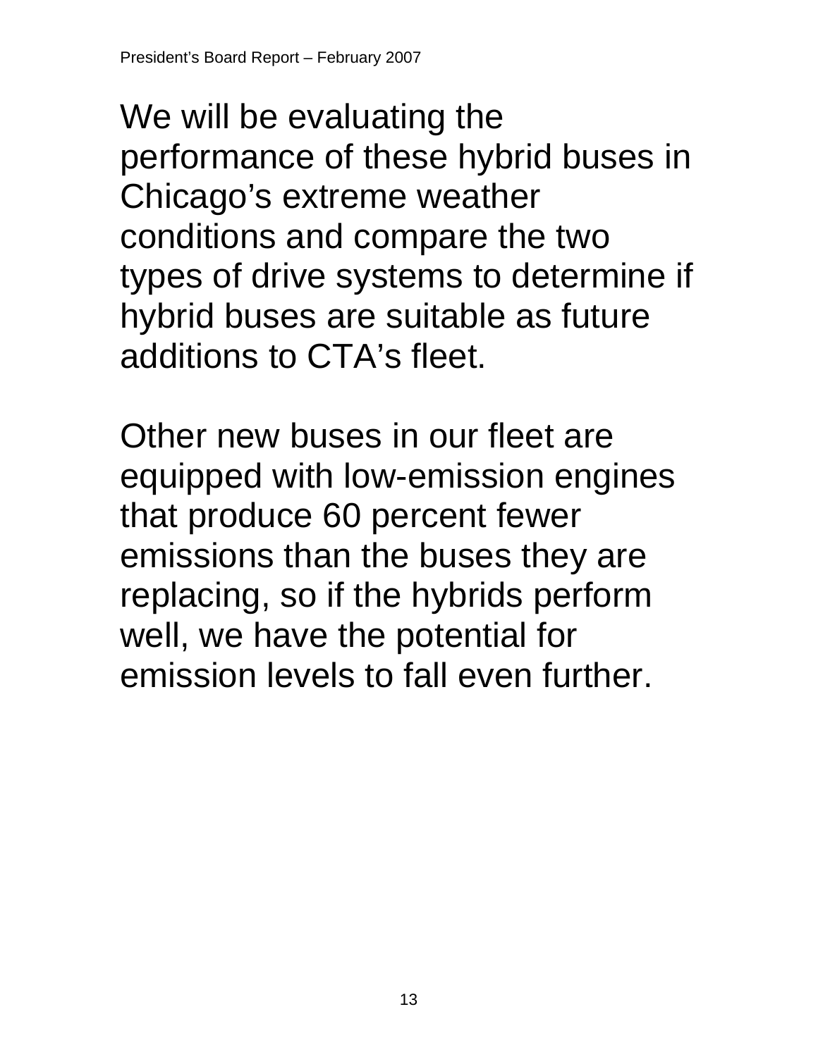We will be evaluating the performance of these hybrid buses in Chicago's extreme weather conditions and compare the two types of drive systems to determine if hybrid buses are suitable as future additions to CTA's fleet.

Other new buses in our fleet are equipped with low-emission engines that produce 60 percent fewer emissions than the buses they are replacing, so if the hybrids perform well, we have the potential for emission levels to fall even further.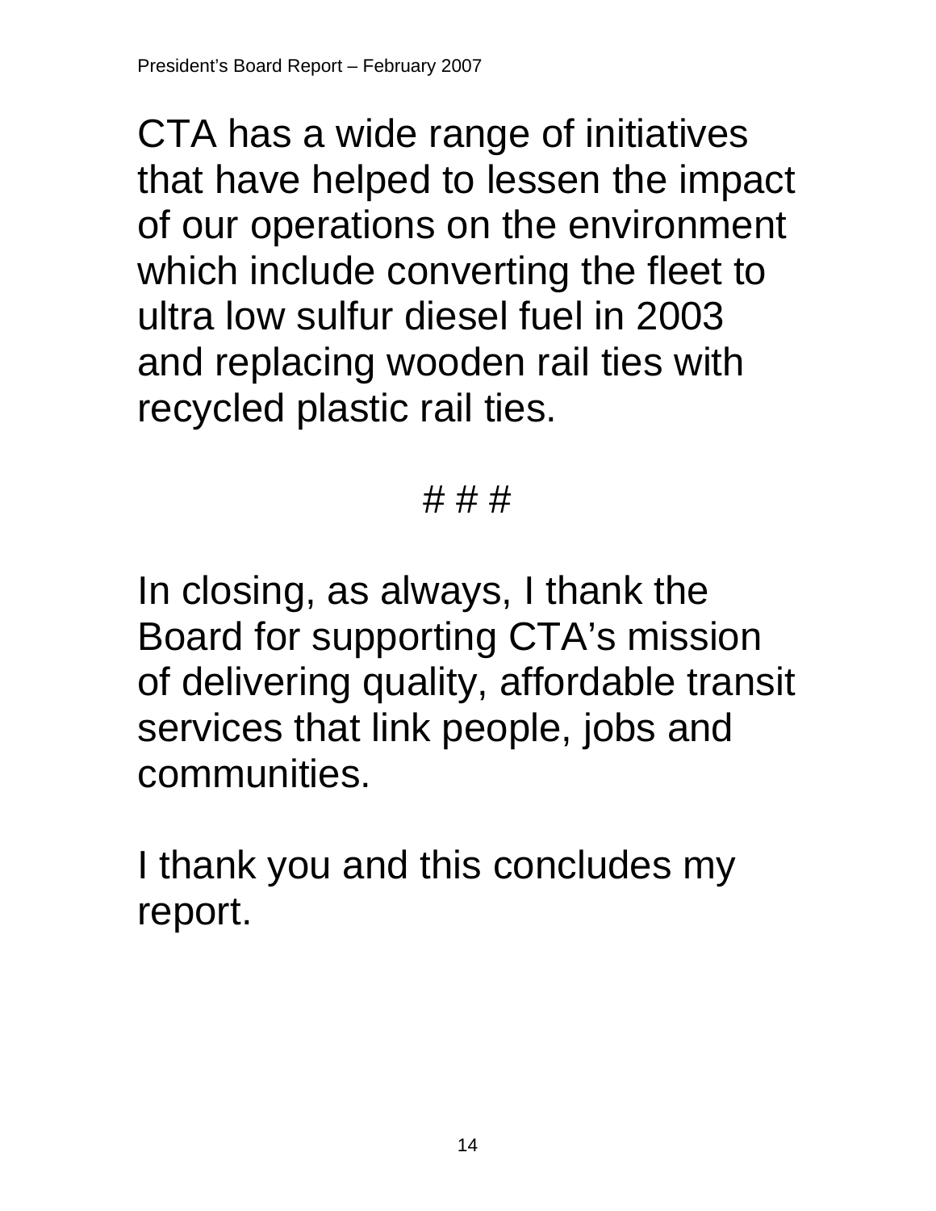CTA has a wide range of initiatives that have helped to lessen the impact of our operations on the environment which include converting the fleet to ultra low sulfur diesel fuel in 2003 and replacing wooden rail ties with recycled plastic rail ties.

# # #

In closing, as always, I thank the Board for supporting CTA's mission of delivering quality, affordable transit services that link people, jobs and communities.

I thank you and this concludes my report.